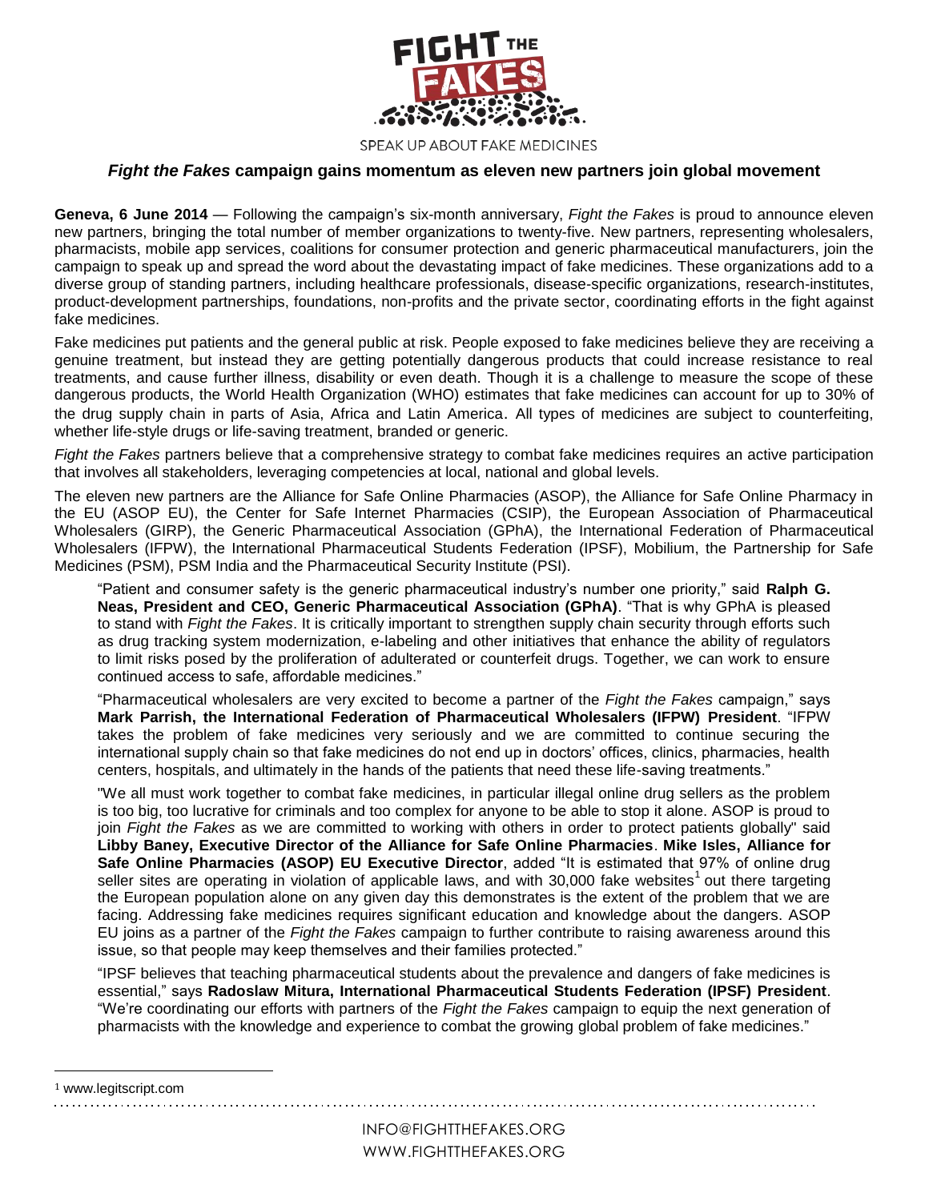FIGHT THE FAKES

SPEAK UP ABOUT FAKE MEDICINES

## *Fight the Fakes* campaign gains momentum as eleven new partners join global movement

**Geneva, 6 June 2014** — Following the campaign's six-month anniversary, *Fight the Fakes* is proud to announce eleven new partners, bringing the total number of member organizations to twenty-five. New partners, representing wholesalers, pharmacists, mobile app services, coalitions for consumer protection and generic pharmaceutical manufacturers, join the campaign to speak up and spread the word about the devastating impact of fake medicines. These organizations add to a diverse group of standing partners, including healthcare professionals, disease-specific organizations, research-institutes, product-development partnerships, foundations, non-profits and the private sector, coordinating efforts in the fight against fake medicines.

Fake medicines put patients and the general public at risk. People exposed to fake medicines believe they are receiving a genuine treatment, but instead they are getting potentially dangerous products that could increase resistance to real treatments, and cause further illness, disability or even death. Though it is a challenge to measure the scope of these dangerous products, the World Health Organization (WHO) estimates that fake medicines can account for up to 30% of the drug supply chain in parts of Asia, Africa and Latin America. All types of medicines are subject to counterfeiting, whether life-style drugs or life-saving treatment, branded or generic.

*Fight the Fakes* partners believe that a comprehensive strategy to combat fake medicines requires an active participation that involves all stakeholders, leveraging competencies at local, national and global levels.

The eleven new partners are the Alliance for Safe Online Pharmacies (ASOP), the Alliance for Safe Online Pharmacy in the EU (ASOP EU), the Center for Safe Internet Pharmacies (CSIP), the European Association of Pharmaceutical Wholesalers (GIRP), the Generic Pharmaceutical Association (GPhA), the International Federation of Pharmaceutical Wholesalers (IFPW), the International Pharmaceutical Students Federation (IPSF), Mobilium, the Partnership for Safe Medicines (PSM), PSM India and the Pharmaceutical Security Institute (PSI).

> "Patient and consumer safety is the generic pharmaceutical industry's number one priority," said **Ralph G. Neas, President and CEO, Generic Pharmaceutical Association (GPhA)**. "That is why GPhA is pleased to stand with *Fight the Fakes*. It is critically important to strengthen supply chain security through efforts such as drug tracking system modernization, e-labeling and other initiatives that enhance the ability of regulators to limit risks posed by the proliferation of adulterated or counterfeit drugs. Together, we can work to ensure continued access to safe, affordable medicines."
>
> "Pharmaceutical wholesalers are very excited to become a partner of the *Fight the Fakes* campaign," says **Mark Parrish, the International Federation of Pharmaceutical Wholesalers (IFPW) President**. "IFPW takes the problem of fake medicines very seriously and we are committed to continue securing the international supply chain so that fake medicines do not end up in doctors' offices, clinics, pharmacies, health centers, hospitals, and ultimately in the hands of the patients that need these life-saving treatments."
>
> "We all must work together to combat fake medicines, in particular illegal online drug sellers as the problem is too big, too lucrative for criminals and too complex for anyone to be able to stop it alone. ASOP is proud to join *Fight the Fakes* as we are committed to working with others in order to protect patients globally" said **Libby Baney, Executive Director of the Alliance for Safe Online Pharmacies**. **Mike Isles, Alliance for Safe Online Pharmacies (ASOP) EU Executive Director**, added "It is estimated that 97% of online drug seller sites are operating in violation of applicable laws, and with 30,000 fake websites[1] out there targeting the European population alone on any given day this demonstrates is the extent of the problem that we are facing. Addressing fake medicines requires significant education and knowledge about the dangers. ASOP EU joins as a partner of the *Fight the Fakes* campaign to further contribute to raising awareness around this issue, so that people may keep themselves and their families protected."
>
> "IPSF believes that teaching pharmaceutical students about the prevalence and dangers of fake medicines is essential," says **Radoslaw Mitura, International Pharmaceutical Students Federation (IPSF) President**. "We're coordinating our efforts with partners of the *Fight the Fakes* campaign to equip the next generation of pharmacists with the knowledge and experience to combat the growing global problem of fake medicines."

[1] www.legitscript.com

INFO@FIGHTTHEFAKES.ORG
WWW.FIGHTTHEFAKES.ORG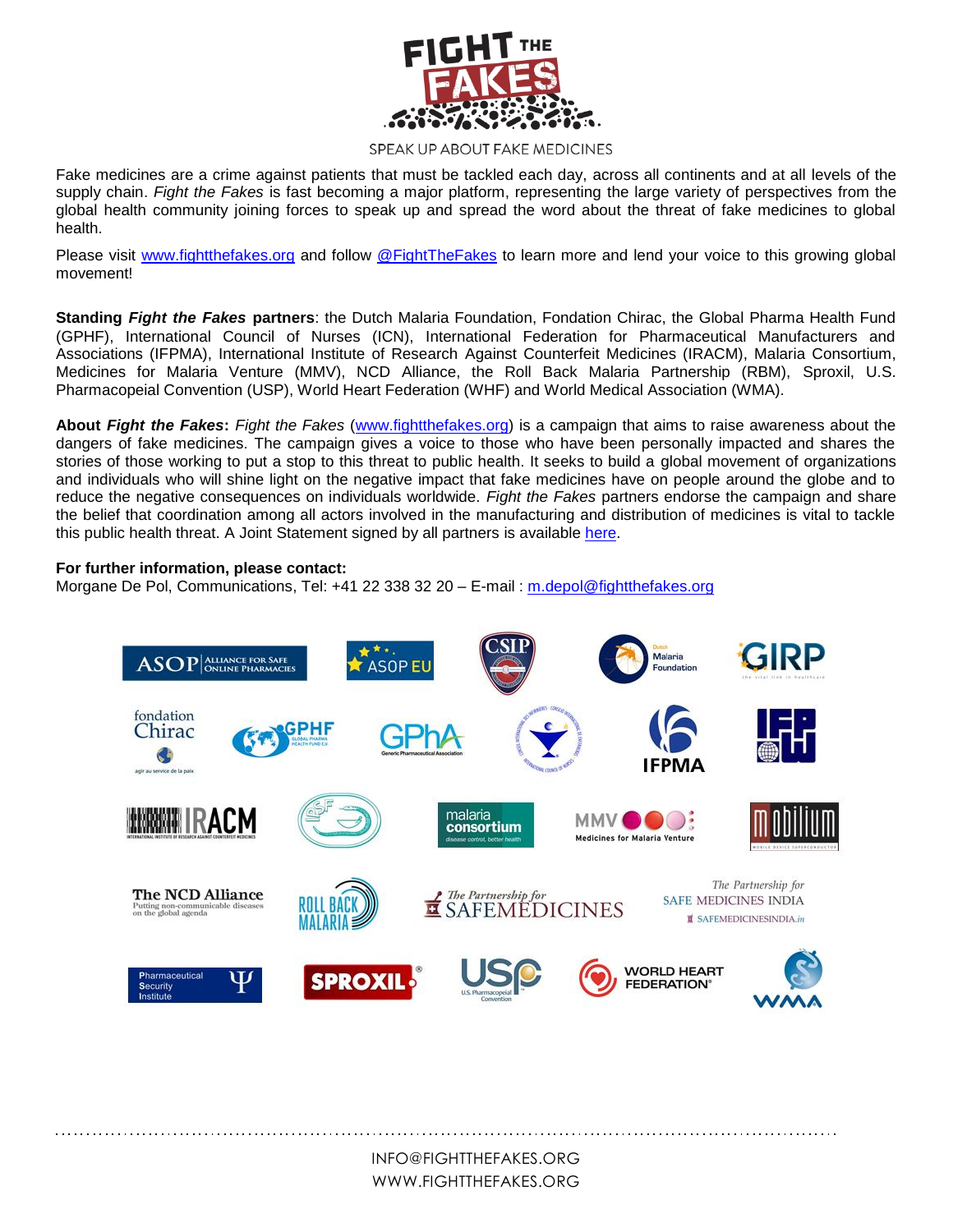SPEAK UP ABOUT FAKE MEDICINES

Fake medicines are a crime against patients that must be tackled each day, across all continents and at all levels of the supply chain. *Fight the Fakes* is fast becoming a major platform, representing the large variety of perspectives from the global health community joining forces to speak up and spread the word about the threat of fake medicines to global health.

Please visit www.fightthefakes.org and follow @FightTheFakes to learn more and lend your voice to this growing global movement!

**Standing *Fight the Fakes* partners**: the Dutch Malaria Foundation, Fondation Chirac, the Global Pharma Health Fund (GPHF), International Council of Nurses (ICN), International Federation for Pharmaceutical Manufacturers and Associations (IFPMA), International Institute of Research Against Counterfeit Medicines (IRACM), Malaria Consortium, Medicines for Malaria Venture (MMV), NCD Alliance, the Roll Back Malaria Partnership (RBM), Sproxil, U.S. Pharmacopeial Convention (USP), World Heart Federation (WHF) and World Medical Association (WMA).

**About *Fight the Fakes*:** *Fight the Fakes* (www.fightthefakes.org) is a campaign that aims to raise awareness about the dangers of fake medicines. The campaign gives a voice to those who have been personally impacted and shares the stories of those working to put a stop to this threat to public health. It seeks to build a global movement of organizations and individuals who will shine light on the negative impact that fake medicines have on people around the globe and to reduce the negative consequences on individuals worldwide. *Fight the Fakes* partners endorse the campaign and share the belief that coordination among all actors involved in the manufacturing and distribution of medicines is vital to tackle this public health threat. A Joint Statement signed by all partners is available here.

**For further information, please contact:**
Morgane De Pol, Communications, Tel: +41 22 338 32 20 – E-mail : m.depol@fightthefakes.org

INFO@FIGHTTHEFAKES.ORG
WWW.FIGHTTHEFAKES.ORG